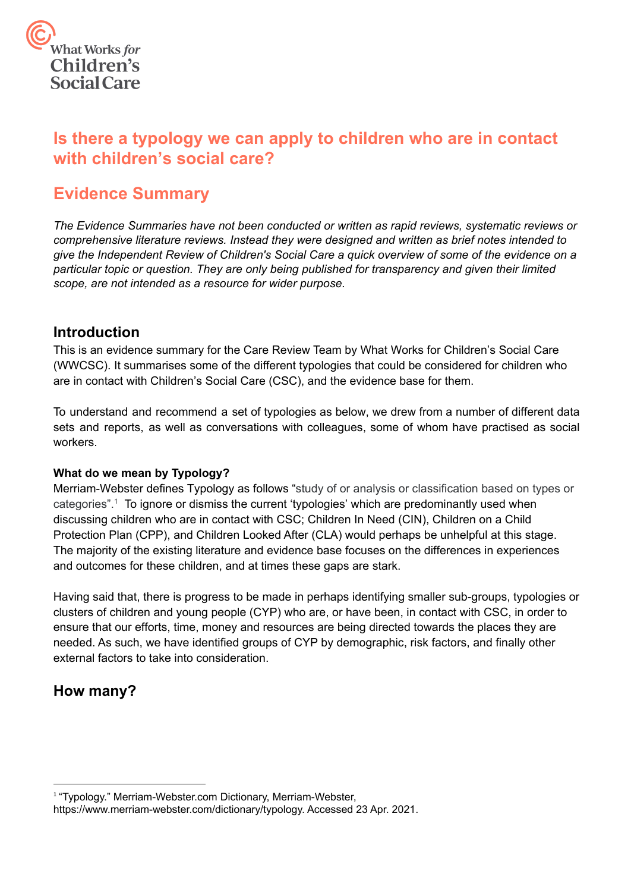What Works *for* Children's Social Care

# Is there a typology we can apply to children who are in contact with children's social care?

## Evidence Summary

*The Evidence Summaries have not been conducted or written as rapid reviews, systematic reviews or comprehensive literature reviews. Instead they were designed and written as brief notes intended to give the Independent Review of Children's Social Care a quick overview of some of the evidence on a particular topic or question. They are only being published for transparency and given their limited scope, are not intended as a resource for wider purpose.*

### Introduction

This is an evidence summary for the Care Review Team by What Works for Children's Social Care (WWCSC). It summarises some of the different typologies that could be considered for children who are in contact with Children's Social Care (CSC), and the evidence base for them.

To understand and recommend a set of typologies as below, we drew from a number of different data sets and reports, as well as conversations with colleagues, some of whom have practised as social workers.

**What do we mean by Typology?**

Merriam-Webster defines Typology as follows "study of or analysis or classification based on types or categories".[1] To ignore or dismiss the current 'typologies' which are predominantly used when discussing children who are in contact with CSC; Children In Need (CIN), Children on a Child Protection Plan (CPP), and Children Looked After (CLA) would perhaps be unhelpful at this stage. The majority of the existing literature and evidence base focuses on the differences in experiences and outcomes for these children, and at times these gaps are stark.

Having said that, there is progress to be made in perhaps identifying smaller sub-groups, typologies or clusters of children and young people (CYP) who are, or have been, in contact with CSC, in order to ensure that our efforts, time, money and resources are being directed towards the places they are needed. As such, we have identified groups of CYP by demographic, risk factors, and finally other external factors to take into consideration.

### How many?

[1] "Typology." Merriam-Webster.com Dictionary, Merriam-Webster, https://www.merriam-webster.com/dictionary/typology. Accessed 23 Apr. 2021.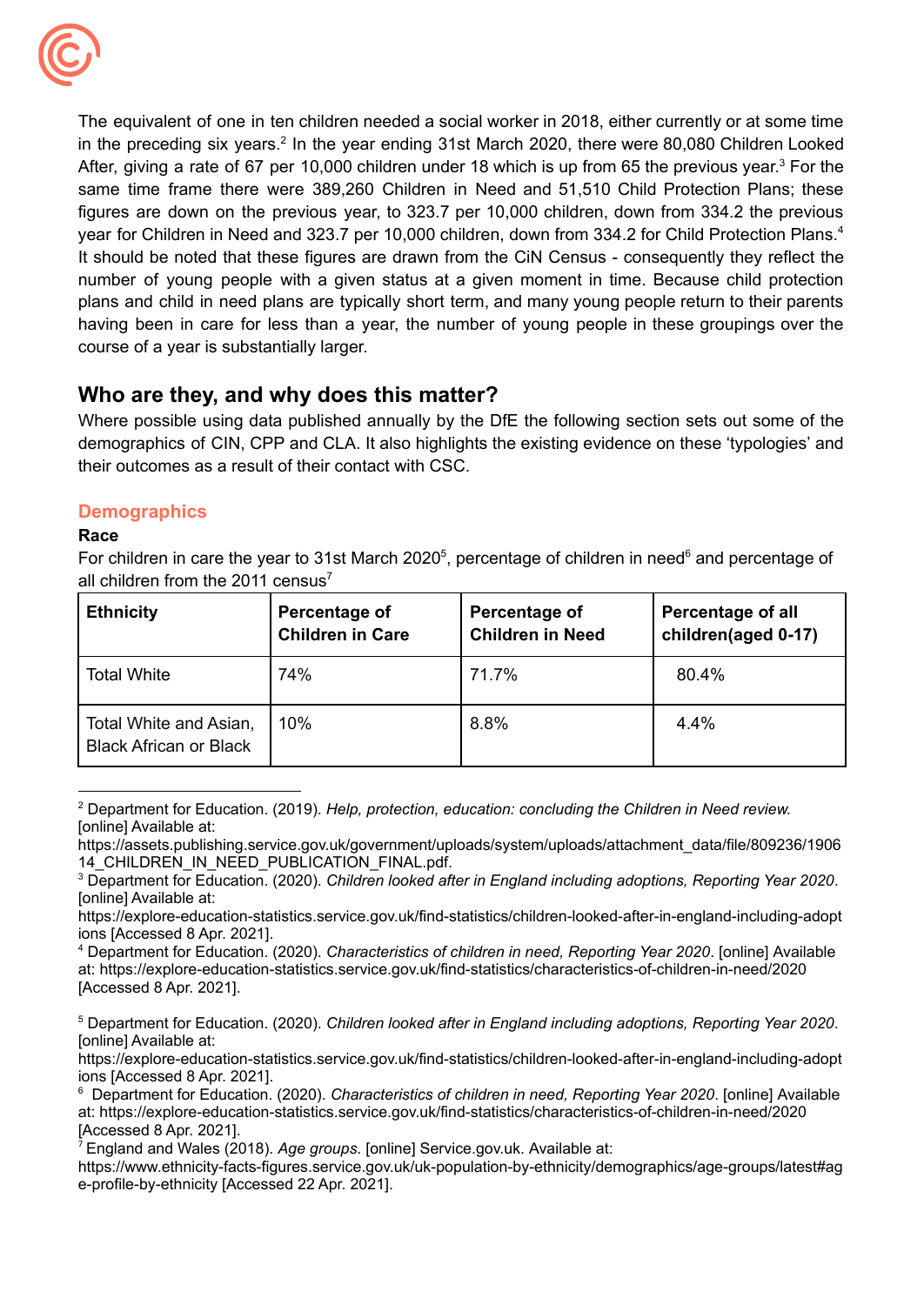The equivalent of one in ten children needed a social worker in 2018, either currently or at some time in the preceding six years.[2] In the year ending 31st March 2020, there were 80,080 Children Looked After, giving a rate of 67 per 10,000 children under 18 which is up from 65 the previous year.[3] For the same time frame there were 389,260 Children in Need and 51,510 Child Protection Plans; these figures are down on the previous year, to 323.7 per 10,000 children, down from 334.2 the previous year for Children in Need and 323.7 per 10,000 children, down from 334.2 for Child Protection Plans.[4] It should be noted that these figures are drawn from the CiN Census - consequently they reflect the number of young people with a given status at a given moment in time. Because child protection plans and child in need plans are typically short term, and many young people return to their parents having been in care for less than a year, the number of young people in these groupings over the course of a year is substantially larger.

## Who are they, and why does this matter?

Where possible using data published annually by the DfE the following section sets out some of the demographics of CIN, CPP and CLA. It also highlights the existing evidence on these 'typologies' and their outcomes as a result of their contact with CSC.

### Demographics

**Race**

For children in care the year to 31st March 2020[5], percentage of children in need[6] and percentage of all children from the 2011 census[7]

| Ethnicity | Percentage of Children in Care | Percentage of Children in Need | Percentage of all children(aged 0-17) |
|---|---|---|---|
| Total White | 74% | 71.7% | 80.4% |
| Total White and Asian, Black African or Black | 10% | 8.8% | 4.4% |

---

[2] Department for Education. (2019). *Help, protection, education: concluding the Children in Need review.* [online] Available at: https://assets.publishing.service.gov.uk/government/uploads/system/uploads/attachment_data/file/809236/190614_CHILDREN_IN_NEED_PUBLICATION_FINAL.pdf.

[3] Department for Education. (2020). *Children looked after in England including adoptions, Reporting Year 2020*. [online] Available at: https://explore-education-statistics.service.gov.uk/find-statistics/children-looked-after-in-england-including-adoptions [Accessed 8 Apr. 2021].

[4] Department for Education. (2020). *Characteristics of children in need, Reporting Year 2020*. [online] Available at: https://explore-education-statistics.service.gov.uk/find-statistics/characteristics-of-children-in-need/2020 [Accessed 8 Apr. 2021].

[5] Department for Education. (2020). *Children looked after in England including adoptions, Reporting Year 2020*. [online] Available at: https://explore-education-statistics.service.gov.uk/find-statistics/children-looked-after-in-england-including-adoptions [Accessed 8 Apr. 2021].

[6] Department for Education. (2020). *Characteristics of children in need, Reporting Year 2020*. [online] Available at: https://explore-education-statistics.service.gov.uk/find-statistics/characteristics-of-children-in-need/2020 [Accessed 8 Apr. 2021].

[7] England and Wales (2018). *Age groups*. [online] Service.gov.uk. Available at: https://www.ethnicity-facts-figures.service.gov.uk/uk-population-by-ethnicity/demographics/age-groups/latest#age-profile-by-ethnicity [Accessed 22 Apr. 2021].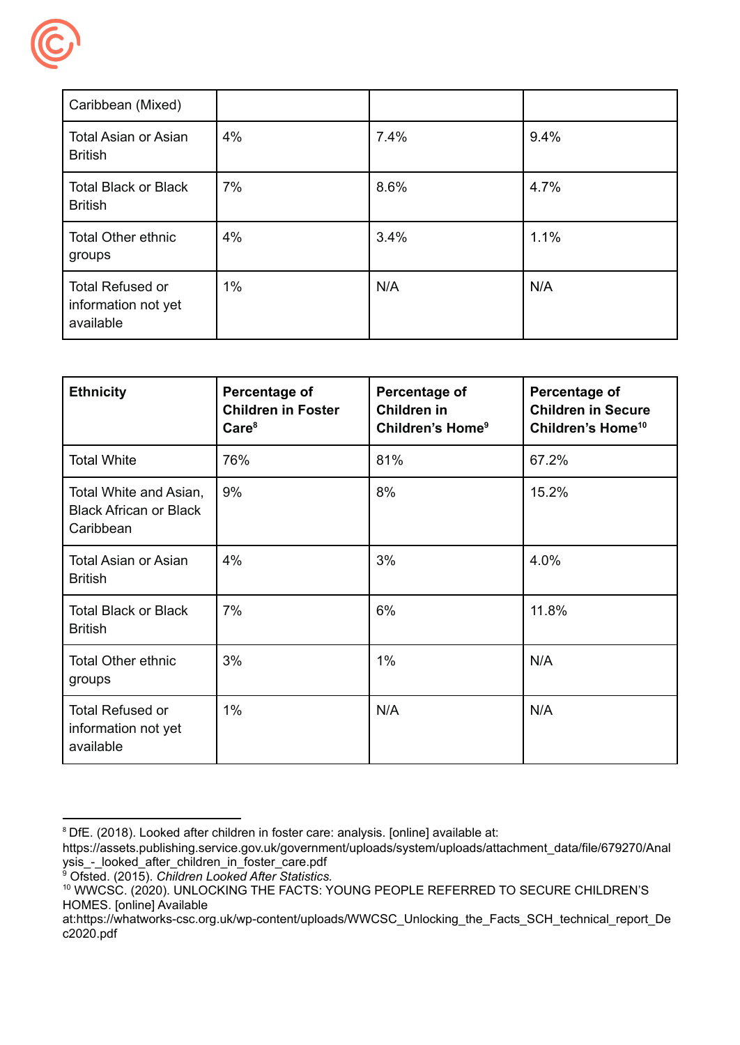| Caribbean (Mixed) | | | |
|---|---|---|---|
| Total Asian or Asian British | 4% | 7.4% | 9.4% |
| Total Black or Black British | 7% | 8.6% | 4.7% |
| Total Other ethnic groups | 4% | 3.4% | 1.1% |
| Total Refused or information not yet available | 1% | N/A | N/A |

| Ethnicity | Percentage of Children in Foster Care[8] | Percentage of Children in Children's Home[9] | Percentage of Children in Secure Children's Home[10] |
|---|---|---|---|
| Total White | 76% | 81% | 67.2% |
| Total White and Asian, Black African or Black Caribbean | 9% | 8% | 15.2% |
| Total Asian or Asian British | 4% | 3% | 4.0% |
| Total Black or Black British | 7% | 6% | 11.8% |
| Total Other ethnic groups | 3% | 1% | N/A |
| Total Refused or information not yet available | 1% | N/A | N/A |

[8] DfE. (2018). Looked after children in foster care: analysis. [online] available at: https://assets.publishing.service.gov.uk/government/uploads/system/uploads/attachment_data/file/679270/Analysis_-_looked_after_children_in_foster_care.pdf

[9] Ofsted. (2015). *Children Looked After Statistics.*

[10] WWCSC. (2020). UNLOCKING THE FACTS: YOUNG PEOPLE REFERRED TO SECURE CHILDREN'S HOMES. [online] Available at:https://whatworks-csc.org.uk/wp-content/uploads/WWCSC_Unlocking_the_Facts_SCH_technical_report_Dec2020.pdf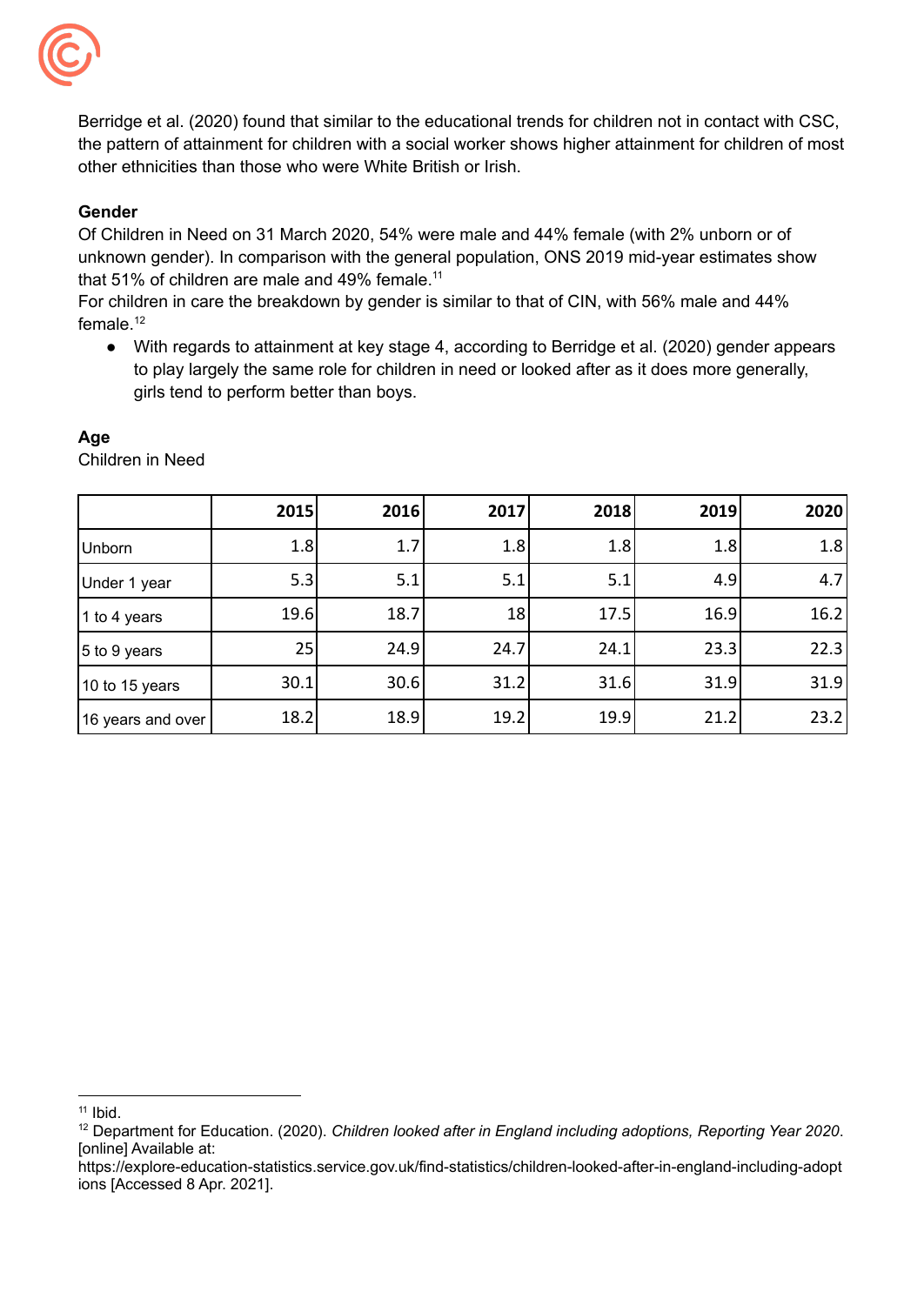Berridge et al. (2020) found that similar to the educational trends for children not in contact with CSC, the pattern of attainment for children with a social worker shows higher attainment for children of most other ethnicities than those who were White British or Irish.

**Gender**

Of Children in Need on 31 March 2020, 54% were male and 44% female (with 2% unborn or of unknown gender). In comparison with the general population, ONS 2019 mid-year estimates show that 51% of children are male and 49% female.[11]

For children in care the breakdown by gender is similar to that of CIN, with 56% male and 44% female.[12]

- With regards to attainment at key stage 4, according to Berridge et al. (2020) gender appears to play largely the same role for children in need or looked after as it does more generally, girls tend to perform better than boys.

**Age**

Children in Need

| | 2015 | 2016 | 2017 | 2018 | 2019 | 2020 |
|---|---|---|---|---|---|---|
| Unborn | 1.8 | 1.7 | 1.8 | 1.8 | 1.8 | 1.8 |
| Under 1 year | 5.3 | 5.1 | 5.1 | 5.1 | 4.9 | 4.7 |
| 1 to 4 years | 19.6 | 18.7 | 18 | 17.5 | 16.9 | 16.2 |
| 5 to 9 years | 25 | 24.9 | 24.7 | 24.1 | 23.3 | 22.3 |
| 10 to 15 years | 30.1 | 30.6 | 31.2 | 31.6 | 31.9 | 31.9 |
| 16 years and over | 18.2 | 18.9 | 19.2 | 19.9 | 21.2 | 23.2 |

---

[11] Ibid.

[12] Department for Education. (2020). *Children looked after in England including adoptions, Reporting Year 2020*. [online] Available at: https://explore-education-statistics.service.gov.uk/find-statistics/children-looked-after-in-england-including-adoptions [Accessed 8 Apr. 2021].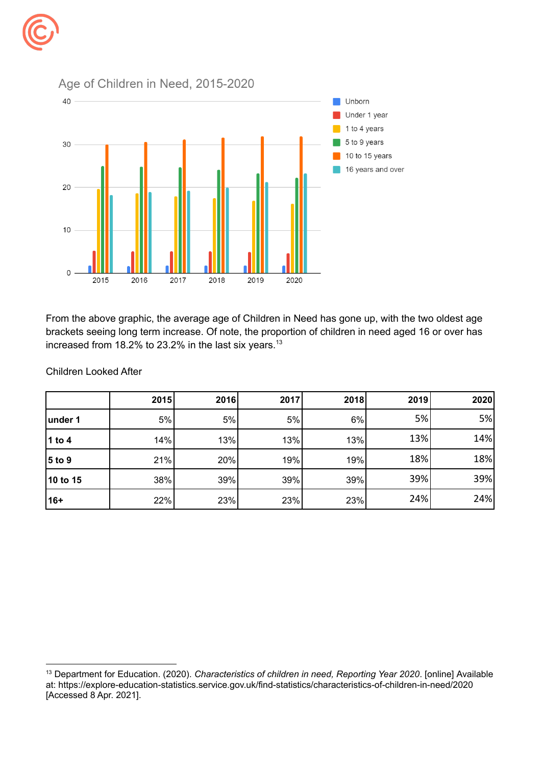Age of Children in Need, 2015-2020

From the above graphic, the average age of Children in Need has gone up, with the two oldest age brackets seeing long term increase. Of note, the proportion of children in need aged 16 or over has increased from 18.2% to 23.2% in the last six years.[13]

Children Looked After

| | 2015 | 2016 | 2017 | 2018 | 2019 | 2020 |
|---|---|---|---|---|---|---|
| **under 1** | 5% | 5% | 5% | 6% | 5% | 5% |
| **1 to 4** | 14% | 13% | 13% | 13% | 13% | 14% |
| **5 to 9** | 21% | 20% | 19% | 19% | 18% | 18% |
| **10 to 15** | 38% | 39% | 39% | 39% | 39% | 39% |
| **16+** | 22% | 23% | 23% | 23% | 24% | 24% |

[13] Department for Education. (2020). *Characteristics of children in need, Reporting Year 2020*. [online] Available at: https://explore-education-statistics.service.gov.uk/find-statistics/characteristics-of-children-in-need/2020 [Accessed 8 Apr. 2021].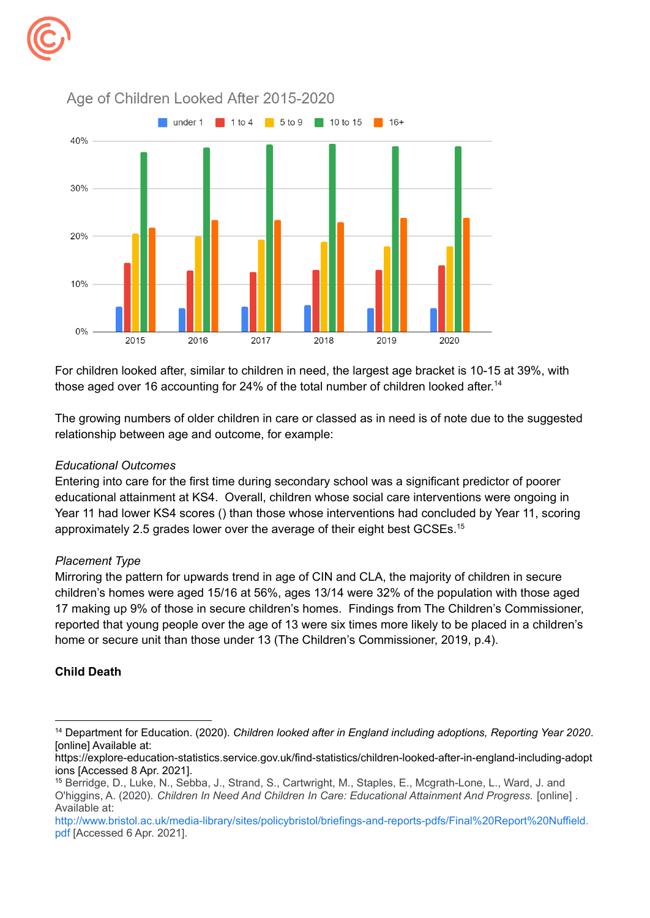Age of Children Looked After 2015-2020

For children looked after, similar to children in need, the largest age bracket is 10-15 at 39%, with those aged over 16 accounting for 24% of the total number of children looked after.[14]

The growing numbers of older children in care or classed as in need is of note due to the suggested relationship between age and outcome, for example:

*Educational Outcomes*

Entering into care for the first time during secondary school was a significant predictor of poorer educational attainment at KS4. Overall, children whose social care interventions were ongoing in Year 11 had lower KS4 scores () than those whose interventions had concluded by Year 11, scoring approximately 2.5 grades lower over the average of their eight best GCSEs.[15]

*Placement Type*

Mirroring the pattern for upwards trend in age of CIN and CLA, the majority of children in secure children's homes were aged 15/16 at 56%, ages 13/14 were 32% of the population with those aged 17 making up 9% of those in secure children's homes. Findings from The Children's Commissioner, reported that young people over the age of 13 were six times more likely to be placed in a children's home or secure unit than those under 13 (The Children's Commissioner, 2019, p.4).

**Child Death**

---

[14] Department for Education. (2020). *Children looked after in England including adoptions, Reporting Year 2020*. [online] Available at: https://explore-education-statistics.service.gov.uk/find-statistics/children-looked-after-in-england-including-adoptions [Accessed 8 Apr. 2021].

[15] Berridge, D., Luke, N., Sebba, J., Strand, S., Cartwright, M., Staples, E., Mcgrath-Lone, L., Ward, J. and O'higgins, A. (2020). *Children In Need And Children In Care: Educational Attainment And Progress.* [online] . Available at: http://www.bristol.ac.uk/media-library/sites/policybristol/briefings-and-reports-pdfs/Final%20Report%20Nuffield.pdf [Accessed 6 Apr. 2021].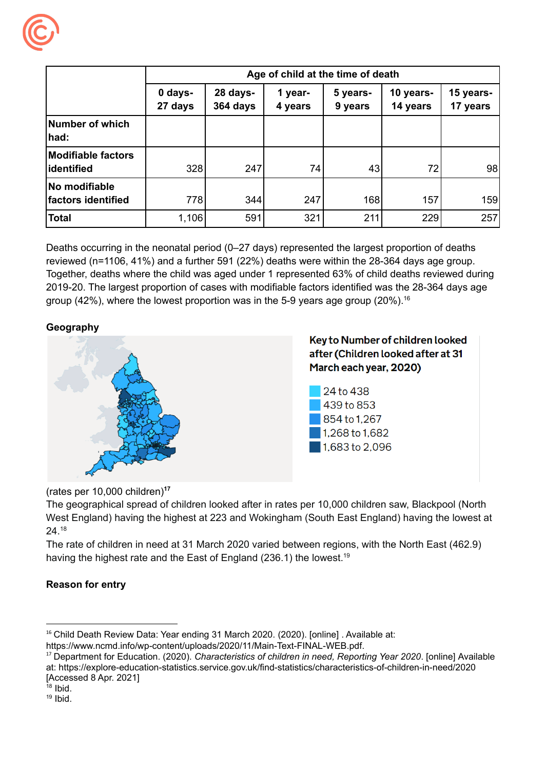| | Age of child at the time of death | | | | | |
|---|---|---|---|---|---|---|
| | 0 days-27 days | 28 days-364 days | 1 year-4 years | 5 years-9 years | 10 years-14 years | 15 years-17 years |
| **Number of which had:** | | | | | | |
| **Modifiable factors identified** | 328 | 247 | 74 | 43 | 72 | 98 |
| **No modifiable factors identified** | 778 | 344 | 247 | 168 | 157 | 159 |
| **Total** | 1,106 | 591 | 321 | 211 | 229 | 257 |

Deaths occurring in the neonatal period (0–27 days) represented the largest proportion of deaths reviewed (n=1106, 41%) and a further 591 (22%) deaths were within the 28-364 days age group. Together, deaths where the child was aged under 1 represented 63% of child deaths reviewed during 2019-20. The largest proportion of cases with modifiable factors identified was the 28-364 days age group (42%), where the lowest proportion was in the 5-9 years age group (20%).[16]

**Geography**

**Key to Number of children looked after (Children looked after at 31 March each year, 2020)**

- 24 to 438
- 439 to 853
- 854 to 1,267
- 1,268 to 1,682
- 1,683 to 2,096

(rates per 10,000 children)[17]

The geographical spread of children looked after in rates per 10,000 children saw, Blackpool (North West England) having the highest at 223 and Wokingham (South East England) having the lowest at 24.[18]

The rate of children in need at 31 March 2020 varied between regions, with the North East (462.9) having the highest rate and the East of England (236.1) the lowest.[19]

**Reason for entry**

---

[16] Child Death Review Data: Year ending 31 March 2020. (2020). [online] . Available at: https://www.ncmd.info/wp-content/uploads/2020/11/Main-Text-FINAL-WEB.pdf.

[17] Department for Education. (2020). *Characteristics of children in need, Reporting Year 2020*. [online] Available at: https://explore-education-statistics.service.gov.uk/find-statistics/characteristics-of-children-in-need/2020 [Accessed 8 Apr. 2021]

[18] Ibid.

[19] Ibid.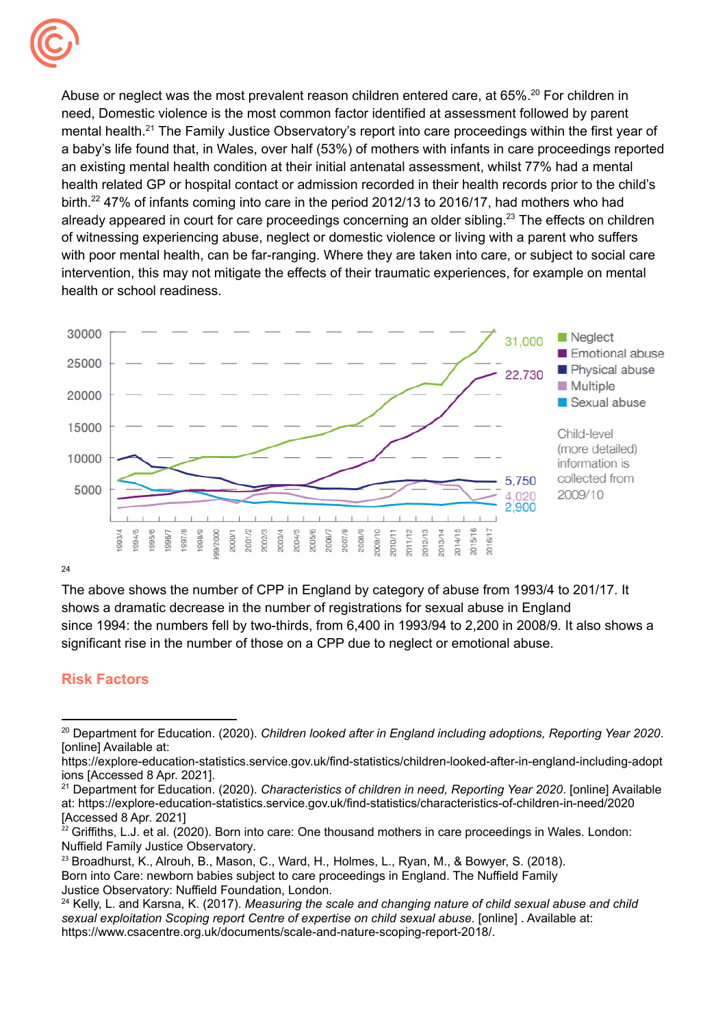Abuse or neglect was the most prevalent reason children entered care, at 65%.[20] For children in need, Domestic violence is the most common factor identified at assessment followed by parent mental health.[21] The Family Justice Observatory's report into care proceedings within the first year of a baby's life found that, in Wales, over half (53%) of mothers with infants in care proceedings reported an existing mental health condition at their initial antenatal assessment, whilst 77% had a mental health related GP or hospital contact or admission recorded in their health records prior to the child's birth.[22] 47% of infants coming into care in the period 2012/13 to 2016/17, had mothers who had already appeared in court for care proceedings concerning an older sibling.[23] The effects on children of witnessing experiencing abuse, neglect or domestic violence or living with a parent who suffers with poor mental health, can be far-ranging. Where they are taken into care, or subject to social care intervention, this may not mitigate the effects of their traumatic experiences, for example on mental health or school readiness.

[24]

The above shows the number of CPP in England by category of abuse from 1993/4 to 201/17. It shows a dramatic decrease in the number of registrations for sexual abuse in England since 1994: the numbers fell by two-thirds, from 6,400 in 1993/94 to 2,200 in 2008/9. It also shows a significant rise in the number of those on a CPP due to neglect or emotional abuse.

## Risk Factors

---

[20] Department for Education. (2020). *Children looked after in England including adoptions, Reporting Year 2020*. [online] Available at: https://explore-education-statistics.service.gov.uk/find-statistics/children-looked-after-in-england-including-adoptions [Accessed 8 Apr. 2021].

[21] Department for Education. (2020). *Characteristics of children in need, Reporting Year 2020*. [online] Available at: https://explore-education-statistics.service.gov.uk/find-statistics/characteristics-of-children-in-need/2020 [Accessed 8 Apr. 2021]

[22] Griffiths, L.J. et al. (2020). Born into care: One thousand mothers in care proceedings in Wales. London: Nuffield Family Justice Observatory.

[23] Broadhurst, K., Alrouh, B., Mason, C., Ward, H., Holmes, L., Ryan, M., & Bowyer, S. (2018). Born into Care: newborn babies subject to care proceedings in England. The Nuffield Family Justice Observatory: Nuffield Foundation, London.

[24] Kelly, L. and Karsna, K. (2017). *Measuring the scale and changing nature of child sexual abuse and child sexual exploitation Scoping report Centre of expertise on child sexual abuse.* [online] . Available at: https://www.csacentre.org.uk/documents/scale-and-nature-scoping-report-2018/.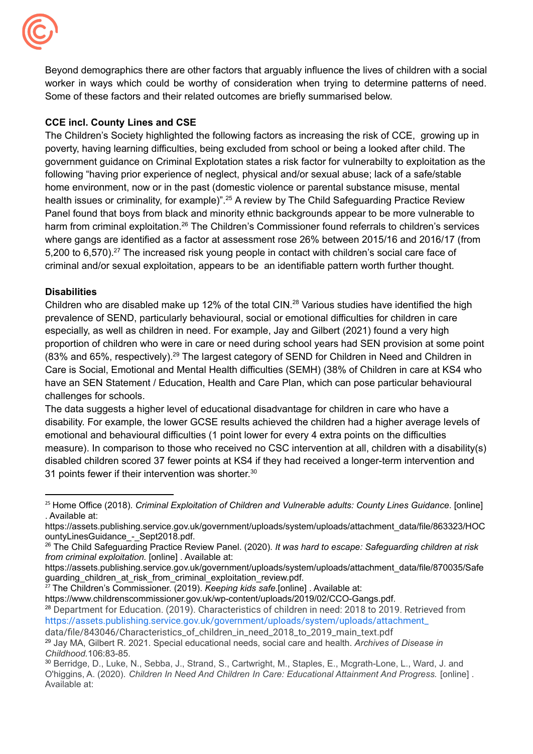Beyond demographics there are other factors that arguably influence the lives of children with a social worker in ways which could be worthy of consideration when trying to determine patterns of need. Some of these factors and their related outcomes are briefly summarised below.

**CCE incl. County Lines and CSE**

The Children's Society highlighted the following factors as increasing the risk of CCE, growing up in poverty, having learning difficulties, being excluded from school or being a looked after child. The government guidance on Criminal Explotation states a risk factor for vulnerabilty to exploitation as the following "having prior experience of neglect, physical and/or sexual abuse; lack of a safe/stable home environment, now or in the past (domestic violence or parental substance misuse, mental health issues or criminality, for example)".[25] A review by The Child Safeguarding Practice Review Panel found that boys from black and minority ethnic backgrounds appear to be more vulnerable to harm from criminal exploitation.[26] The Children's Commissioner found referrals to children's services where gangs are identified as a factor at assessment rose 26% between 2015/16 and 2016/17 (from 5,200 to 6,570).[27] The increased risk young people in contact with children's social care face of criminal and/or sexual exploitation, appears to be an identifiable pattern worth further thought.

**Disabilities**

Children who are disabled make up 12% of the total CIN.[28] Various studies have identified the high prevalence of SEND, particularly behavioural, social or emotional difficulties for children in care especially, as well as children in need. For example, Jay and Gilbert (2021) found a very high proportion of children who were in care or need during school years had SEN provision at some point (83% and 65%, respectively).[29] The largest category of SEND for Children in Need and Children in Care is Social, Emotional and Mental Health difficulties (SEMH) (38% of Children in care at KS4 who have an SEN Statement / Education, Health and Care Plan, which can pose particular behavioural challenges for schools.

The data suggests a higher level of educational disadvantage for children in care who have a disability. For example, the lower GCSE results achieved the children had a higher average levels of emotional and behavioural difficulties (1 point lower for every 4 extra points on the difficulties measure). In comparison to those who received no CSC intervention at all, children with a disability(s) disabled children scored 37 fewer points at KS4 if they had received a longer-term intervention and 31 points fewer if their intervention was shorter.[30]

---

[25] Home Office (2018). *Criminal Exploitation of Children and Vulnerable adults: County Lines Guidance*. [online] . Available at: https://assets.publishing.service.gov.uk/government/uploads/system/uploads/attachment_data/file/863323/HOCountyLinesGuidance_-_Sept2018.pdf.

[26] The Child Safeguarding Practice Review Panel. (2020). *It was hard to escape: Safeguarding children at risk from criminal exploitation.* [online] . Available at: https://assets.publishing.service.gov.uk/government/uploads/system/uploads/attachment_data/file/870035/Safeguarding_children_at_risk_from_criminal_exploitation_review.pdf.

[27] The Children's Commissioner. (2019). *Keeping kids safe*.[online] . Available at: https://www.childrenscommissioner.gov.uk/wp-content/uploads/2019/02/CCO-Gangs.pdf.

[28] Department for Education. (2019). Characteristics of children in need: 2018 to 2019. Retrieved from https://assets.publishing.service.gov.uk/government/uploads/system/uploads/attachment_data/file/843046/Characteristics_of_children_in_need_2018_to_2019_main_text.pdf

[29] Jay MA, Gilbert R. 2021. Special educational needs, social care and health. *Archives of Disease in Childhood.*106:83-85.

[30] Berridge, D., Luke, N., Sebba, J., Strand, S., Cartwright, M., Staples, E., Mcgrath-Lone, L., Ward, J. and O'higgins, A. (2020). *Children In Need And Children In Care: Educational Attainment And Progress.* [online] . Available at: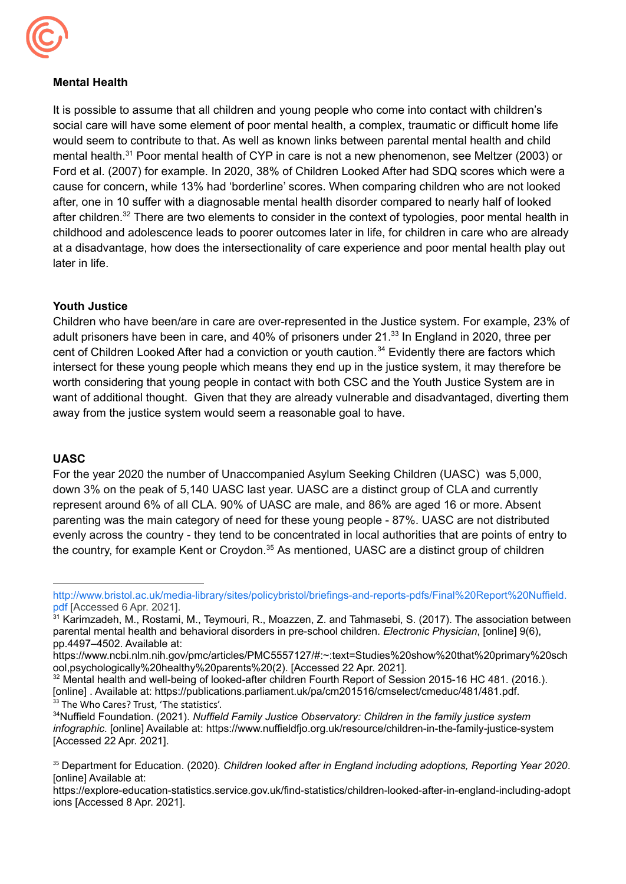**Mental Health**

It is possible to assume that all children and young people who come into contact with children's social care will have some element of poor mental health, a complex, traumatic or difficult home life would seem to contribute to that. As well as known links between parental mental health and child mental health.[31] Poor mental health of CYP in care is not a new phenomenon, see Meltzer (2003) or Ford et al. (2007) for example. In 2020, 38% of Children Looked After had SDQ scores which were a cause for concern, while 13% had 'borderline' scores. When comparing children who are not looked after, one in 10 suffer with a diagnosable mental health disorder compared to nearly half of looked after children.[32] There are two elements to consider in the context of typologies, poor mental health in childhood and adolescence leads to poorer outcomes later in life, for children in care who are already at a disadvantage, how does the intersectionality of care experience and poor mental health play out later in life.

**Youth Justice**

Children who have been/are in care are over-represented in the Justice system. For example, 23% of adult prisoners have been in care, and 40% of prisoners under 21.[33] In England in 2020, three per cent of Children Looked After had a conviction or youth caution.[34] Evidently there are factors which intersect for these young people which means they end up in the justice system, it may therefore be worth considering that young people in contact with both CSC and the Youth Justice System are in want of additional thought. Given that they are already vulnerable and disadvantaged, diverting them away from the justice system would seem a reasonable goal to have.

**UASC**

For the year 2020 the number of Unaccompanied Asylum Seeking Children (UASC) was 5,000, down 3% on the peak of 5,140 UASC last year. UASC are a distinct group of CLA and currently represent around 6% of all CLA. 90% of UASC are male, and 86% are aged 16 or more. Absent parenting was the main category of need for these young people - 87%. UASC are not distributed evenly across the country - they tend to be concentrated in local authorities that are points of entry to the country, for example Kent or Croydon.[35] As mentioned, UASC are a distinct group of children

---

http://www.bristol.ac.uk/media-library/sites/policybristol/briefings-and-reports-pdfs/Final%20Report%20Nuffield.pdf [Accessed 6 Apr. 2021].

[31] Karimzadeh, M., Rostami, M., Teymouri, R., Moazzen, Z. and Tahmasebi, S. (2017). The association between parental mental health and behavioral disorders in pre-school children. *Electronic Physician*, [online] 9(6), pp.4497–4502. Available at: https://www.ncbi.nlm.nih.gov/pmc/articles/PMC5557127/#:~:text=Studies%20show%20that%20primary%20school,psychologically%20healthy%20parents%20(2). [Accessed 22 Apr. 2021].

[32] Mental health and well-being of looked-after children Fourth Report of Session 2015-16 HC 481. (2016.). [online] . Available at: https://publications.parliament.uk/pa/cm201516/cmselect/cmeduc/481/481.pdf.

[33] The Who Cares? Trust, 'The statistics'.

[34] Nuffield Foundation. (2021). *Nuffield Family Justice Observatory: Children in the family justice system infographic*. [online] Available at: https://www.nuffieldfjo.org.uk/resource/children-in-the-family-justice-system [Accessed 22 Apr. 2021].

[35] Department for Education. (2020). *Children looked after in England including adoptions, Reporting Year 2020*. [online] Available at: https://explore-education-statistics.service.gov.uk/find-statistics/children-looked-after-in-england-including-adoptions [Accessed 8 Apr. 2021].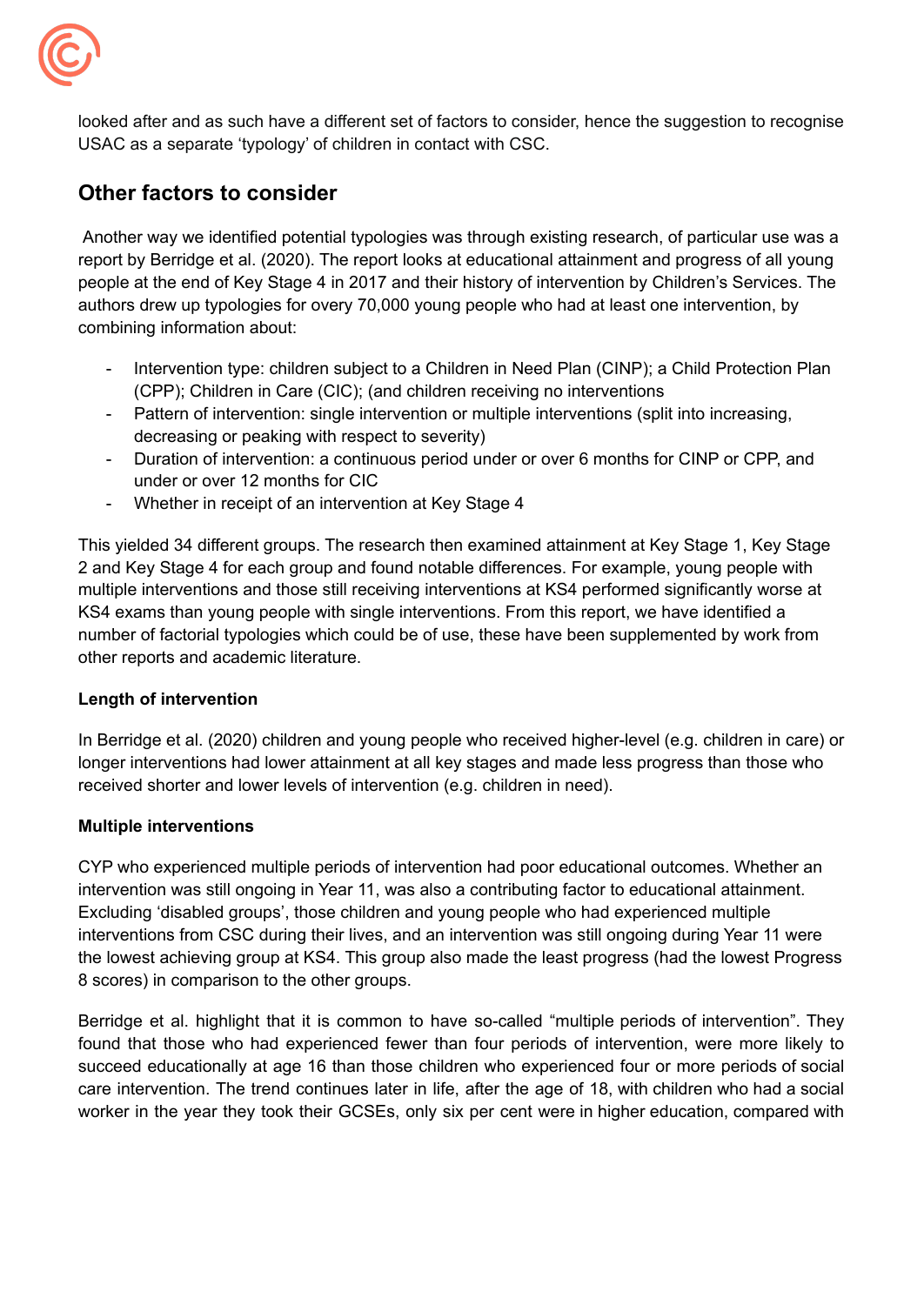looked after and as such have a different set of factors to consider, hence the suggestion to recognise USAC as a separate 'typology' of children in contact with CSC.

## Other factors to consider

Another way we identified potential typologies was through existing research, of particular use was a report by Berridge et al. (2020). The report looks at educational attainment and progress of all young people at the end of Key Stage 4 in 2017 and their history of intervention by Children's Services. The authors drew up typologies for overy 70,000 young people who had at least one intervention, by combining information about:

- Intervention type: children subject to a Children in Need Plan (CINP); a Child Protection Plan (CPP); Children in Care (CIC); (and children receiving no interventions
- Pattern of intervention: single intervention or multiple interventions (split into increasing, decreasing or peaking with respect to severity)
- Duration of intervention: a continuous period under or over 6 months for CINP or CPP, and under or over 12 months for CIC
- Whether in receipt of an intervention at Key Stage 4

This yielded 34 different groups. The research then examined attainment at Key Stage 1, Key Stage 2 and Key Stage 4 for each group and found notable differences. For example, young people with multiple interventions and those still receiving interventions at KS4 performed significantly worse at KS4 exams than young people with single interventions. From this report, we have identified a number of factorial typologies which could be of use, these have been supplemented by work from other reports and academic literature.

**Length of intervention**

In Berridge et al. (2020) children and young people who received higher-level (e.g. children in care) or longer interventions had lower attainment at all key stages and made less progress than those who received shorter and lower levels of intervention (e.g. children in need).

**Multiple interventions**

CYP who experienced multiple periods of intervention had poor educational outcomes. Whether an intervention was still ongoing in Year 11, was also a contributing factor to educational attainment. Excluding 'disabled groups', those children and young people who had experienced multiple interventions from CSC during their lives, and an intervention was still ongoing during Year 11 were the lowest achieving group at KS4. This group also made the least progress (had the lowest Progress 8 scores) in comparison to the other groups.

Berridge et al. highlight that it is common to have so-called "multiple periods of intervention". They found that those who had experienced fewer than four periods of intervention, were more likely to succeed educationally at age 16 than those children who experienced four or more periods of social care intervention. The trend continues later in life, after the age of 18, with children who had a social worker in the year they took their GCSEs, only six per cent were in higher education, compared with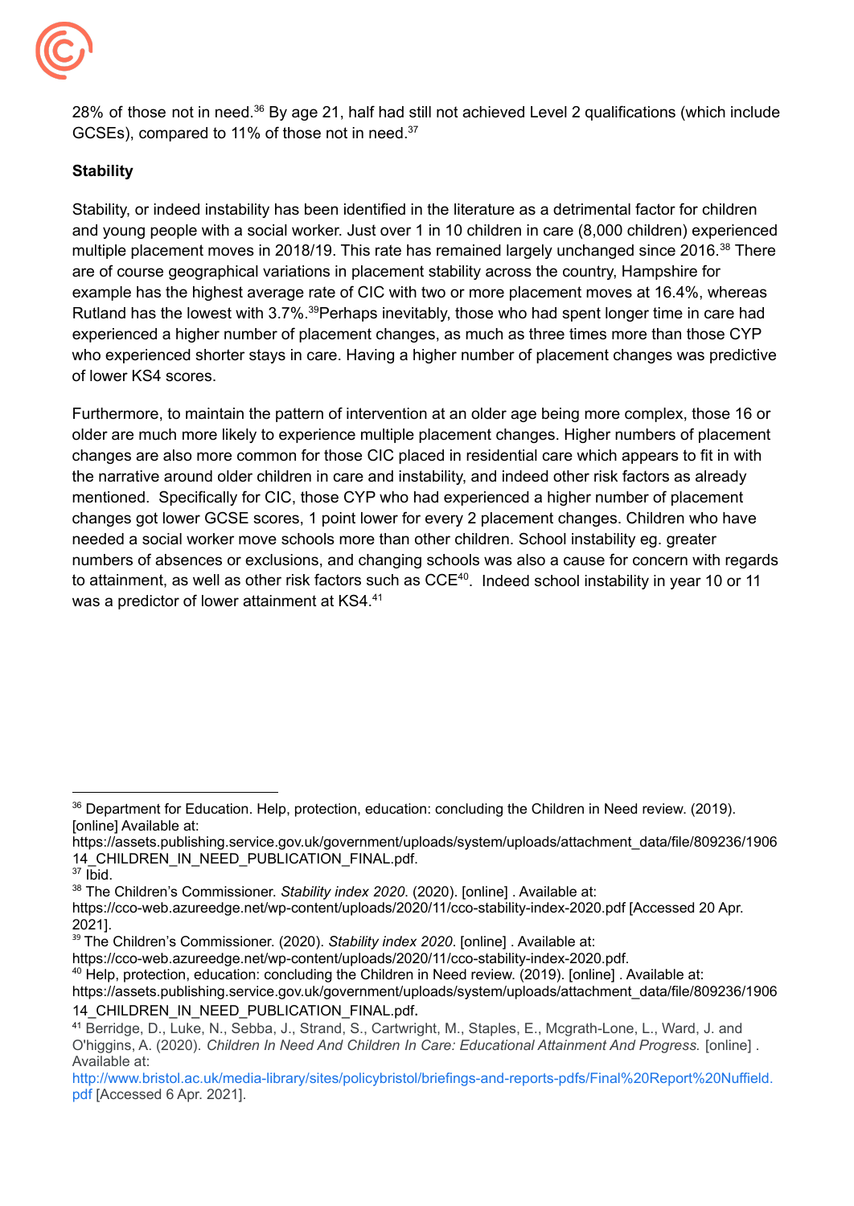28% of those not in need.[36] By age 21, half had still not achieved Level 2 qualifications (which include GCSEs), compared to 11% of those not in need.[37]

**Stability**

Stability, or indeed instability has been identified in the literature as a detrimental factor for children and young people with a social worker. Just over 1 in 10 children in care (8,000 children) experienced multiple placement moves in 2018/19. This rate has remained largely unchanged since 2016.[38] There are of course geographical variations in placement stability across the country, Hampshire for example has the highest average rate of CIC with two or more placement moves at 16.4%, whereas Rutland has the lowest with 3.7%.[39]Perhaps inevitably, those who had spent longer time in care had experienced a higher number of placement changes, as much as three times more than those CYP who experienced shorter stays in care. Having a higher number of placement changes was predictive of lower KS4 scores.

Furthermore, to maintain the pattern of intervention at an older age being more complex, those 16 or older are much more likely to experience multiple placement changes. Higher numbers of placement changes are also more common for those CIC placed in residential care which appears to fit in with the narrative around older children in care and instability, and indeed other risk factors as already mentioned. Specifically for CIC, those CYP who had experienced a higher number of placement changes got lower GCSE scores, 1 point lower for every 2 placement changes. Children who have needed a social worker move schools more than other children. School instability eg. greater numbers of absences or exclusions, and changing schools was also a cause for concern with regards to attainment, as well as other risk factors such as CCE[40]. Indeed school instability in year 10 or 11 was a predictor of lower attainment at KS4.[41]

---

[36] Department for Education. Help, protection, education: concluding the Children in Need review. (2019). [online] Available at: https://assets.publishing.service.gov.uk/government/uploads/system/uploads/attachment_data/file/809236/190614_CHILDREN_IN_NEED_PUBLICATION_FINAL.pdf.

[37] Ibid.

[38] The Children's Commissioner. *Stability index 2020.* (2020). [online] . Available at: https://cco-web.azureedge.net/wp-content/uploads/2020/11/cco-stability-index-2020.pdf [Accessed 20 Apr. 2021].

[39] The Children's Commissioner. (2020). *Stability index 2020*. [online] . Available at: https://cco-web.azureedge.net/wp-content/uploads/2020/11/cco-stability-index-2020.pdf.

[40] Help, protection, education: concluding the Children in Need review. (2019). [online] . Available at: https://assets.publishing.service.gov.uk/government/uploads/system/uploads/attachment_data/file/809236/190614_CHILDREN_IN_NEED_PUBLICATION_FINAL.pdf.

[41] Berridge, D., Luke, N., Sebba, J., Strand, S., Cartwright, M., Staples, E., Mcgrath-Lone, L., Ward, J. and O'higgins, A. (2020). *Children In Need And Children In Care: Educational Attainment And Progress.* [online] . Available at: http://www.bristol.ac.uk/media-library/sites/policybristol/briefings-and-reports-pdfs/Final%20Report%20Nuffield.pdf [Accessed 6 Apr. 2021].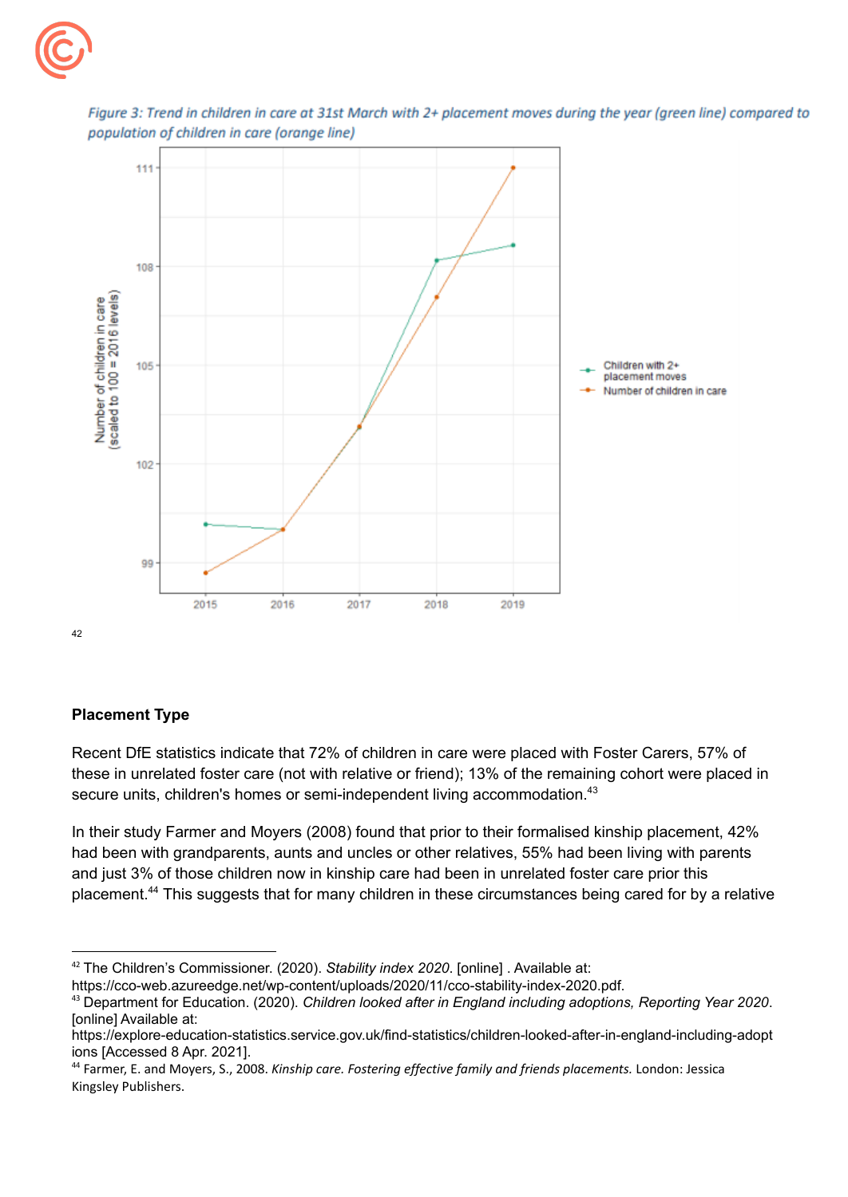*Figure 3: Trend in children in care at 31st March with 2+ placement moves during the year (green line) compared to population of children in care (orange line)*[42]

## Placement Type

Recent DfE statistics indicate that 72% of children in care were placed with Foster Carers, 57% of these in unrelated foster care (not with relative or friend); 13% of the remaining cohort were placed in secure units, children's homes or semi-independent living accommodation.[43]

In their study Farmer and Moyers (2008) found that prior to their formalised kinship placement, 42% had been with grandparents, aunts and uncles or other relatives, 55% had been living with parents and just 3% of those children now in kinship care had been in unrelated foster care prior this placement.[44] This suggests that for many children in these circumstances being cared for by a relative

---

[42] The Children's Commissioner. (2020). *Stability index 2020*. [online] . Available at: https://cco-web.azureedge.net/wp-content/uploads/2020/11/cco-stability-index-2020.pdf.

[43] Department for Education. (2020). *Children looked after in England including adoptions, Reporting Year 2020*. [online] Available at: https://explore-education-statistics.service.gov.uk/find-statistics/children-looked-after-in-england-including-adoptions [Accessed 8 Apr. 2021].

[44] Farmer, E. and Moyers, S., 2008. *Kinship care. Fostering effective family and friends placements.* London: Jessica Kingsley Publishers.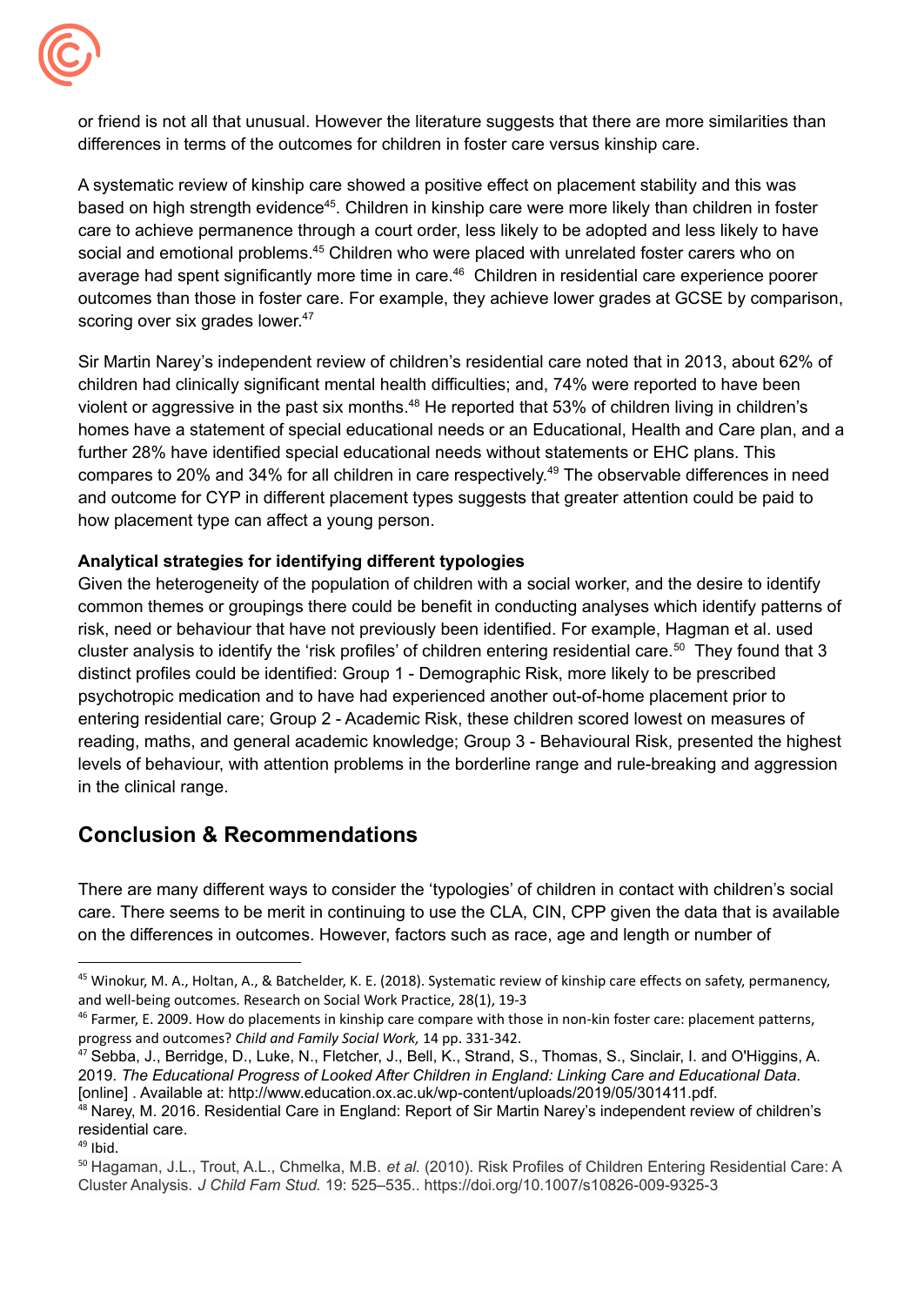or friend is not all that unusual. However the literature suggests that there are more similarities than differences in terms of the outcomes for children in foster care versus kinship care.

A systematic review of kinship care showed a positive effect on placement stability and this was based on high strength evidence[45]. Children in kinship care were more likely than children in foster care to achieve permanence through a court order, less likely to be adopted and less likely to have social and emotional problems.[45] Children who were placed with unrelated foster carers who on average had spent significantly more time in care.[46] Children in residential care experience poorer outcomes than those in foster care. For example, they achieve lower grades at GCSE by comparison, scoring over six grades lower.[47]

Sir Martin Narey's independent review of children's residential care noted that in 2013, about 62% of children had clinically significant mental health difficulties; and, 74% were reported to have been violent or aggressive in the past six months.[48] He reported that 53% of children living in children's homes have a statement of special educational needs or an Educational, Health and Care plan, and a further 28% have identified special educational needs without statements or EHC plans. This compares to 20% and 34% for all children in care respectively.[49] The observable differences in need and outcome for CYP in different placement types suggests that greater attention could be paid to how placement type can affect a young person.

**Analytical strategies for identifying different typologies**

Given the heterogeneity of the population of children with a social worker, and the desire to identify common themes or groupings there could be benefit in conducting analyses which identify patterns of risk, need or behaviour that have not previously been identified. For example, Hagman et al. used cluster analysis to identify the 'risk profiles' of children entering residential care.[50] They found that 3 distinct profiles could be identified: Group 1 - Demographic Risk, more likely to be prescribed psychotropic medication and to have had experienced another out-of-home placement prior to entering residential care; Group 2 - Academic Risk, these children scored lowest on measures of reading, maths, and general academic knowledge; Group 3 - Behavioural Risk, presented the highest levels of behaviour, with attention problems in the borderline range and rule-breaking and aggression in the clinical range.

## Conclusion & Recommendations

There are many different ways to consider the 'typologies' of children in contact with children's social care. There seems to be merit in continuing to use the CLA, CIN, CPP given the data that is available on the differences in outcomes. However, factors such as race, age and length or number of

---

[45] Winokur, M. A., Holtan, A., & Batchelder, K. E. (2018). Systematic review of kinship care effects on safety, permanency, and well-being outcomes. Research on Social Work Practice, 28(1), 19-3

[46] Farmer, E. 2009. How do placements in kinship care compare with those in non-kin foster care: placement patterns, progress and outcomes? *Child and Family Social Work,* 14 pp. 331-342.

[47] Sebba, J., Berridge, D., Luke, N., Fletcher, J., Bell, K., Strand, S., Thomas, S., Sinclair, I. and O'Higgins, A. 2019. *The Educational Progress of Looked After Children in England: Linking Care and Educational Data*. [online] . Available at: http://www.education.ox.ac.uk/wp-content/uploads/2019/05/301411.pdf.

[48] Narey, M. 2016. Residential Care in England: Report of Sir Martin Narey's independent review of children's residential care.

[49] Ibid.

[50] Hagaman, J.L., Trout, A.L., Chmelka, M.B. *et al.* (2010). Risk Profiles of Children Entering Residential Care: A Cluster Analysis. *J Child Fam Stud.* 19: 525–535.. https://doi.org/10.1007/s10826-009-9325-3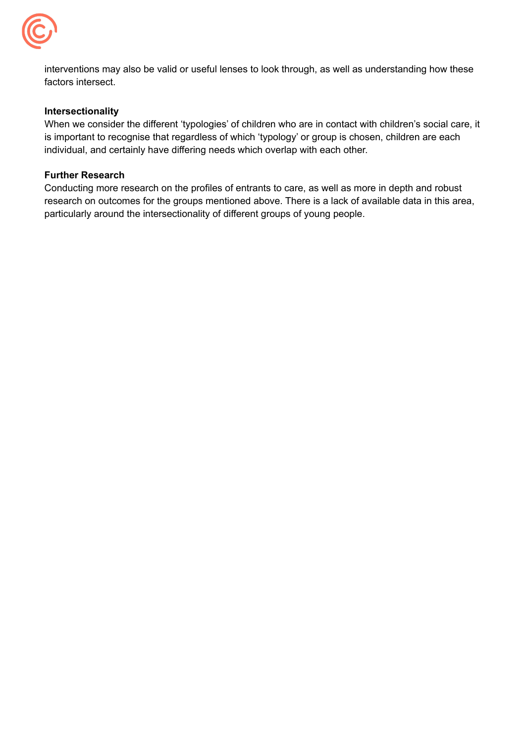interventions may also be valid or useful lenses to look through, as well as understanding how these factors intersect.

**Intersectionality**

When we consider the different ‘typologies’ of children who are in contact with children’s social care, it is important to recognise that regardless of which ‘typology’ or group is chosen, children are each individual, and certainly have differing needs which overlap with each other.

**Further Research**

Conducting more research on the profiles of entrants to care, as well as more in depth and robust research on outcomes for the groups mentioned above. There is a lack of available data in this area, particularly around the intersectionality of different groups of young people.